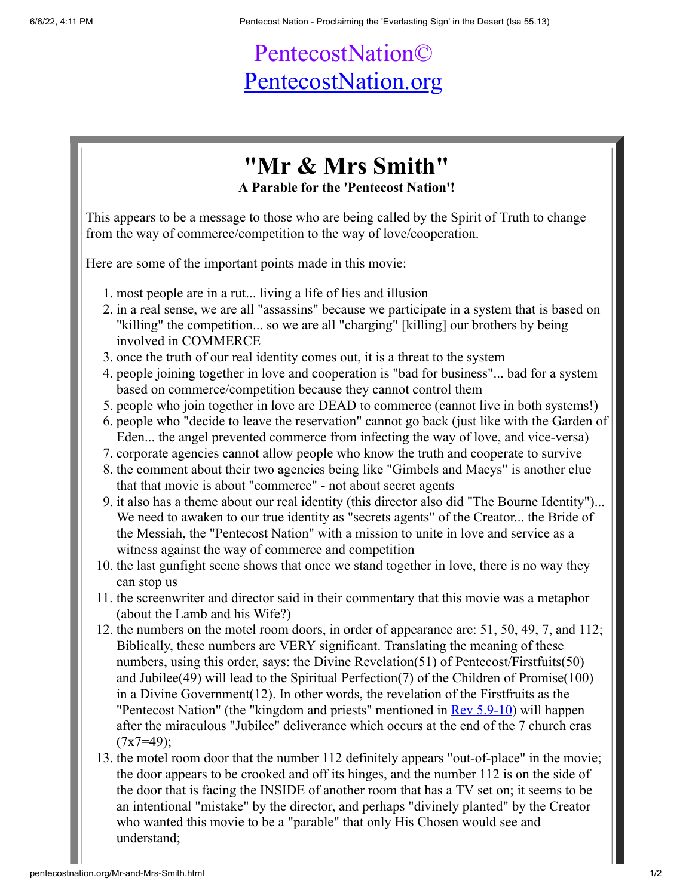# PentecostNation©

[PentecostNation.org](PentecostNation.org)

## "Mr & Mrs Smith"

**A Parable for the 'Pentecost Nation'!**

This appears to be a message to those who are being called by the Spirit of Truth to change from the way of commerce/competition to the way of love/cooperation.

Here are some of the important points made in this movie:

1. most people are in a rut... living a life of lies and illusion
2. in a real sense, we are all "assassins" because we participate in a system that is based on "killing" the competition... so we are all "charging" [killing] our brothers by being involved in COMMERCE
3. once the truth of our real identity comes out, it is a threat to the system
4. people joining together in love and cooperation is "bad for business"... bad for a system based on commerce/competition because they cannot control them
5. people who join together in love are DEAD to commerce (cannot live in both systems!)
6. people who "decide to leave the reservation" cannot go back (just like with the Garden of Eden... the angel prevented commerce from infecting the way of love, and vice-versa)
7. corporate agencies cannot allow people who know the truth and cooperate to survive
8. the comment about their two agencies being like "Gimbels and Macys" is another clue that that movie is about "commerce" - not about secret agents
9. it also has a theme about our real identity (this director also did "The Bourne Identity")... We need to awaken to our true identity as "secrets agents" of the Creator... the Bride of the Messiah, the "Pentecost Nation" with a mission to unite in love and service as a witness against the way of commerce and competition
10. the last gunfight scene shows that once we stand together in love, there is no way they can stop us
11. the screenwriter and director said in their commentary that this movie was a metaphor (about the Lamb and his Wife?)
12. the numbers on the motel room doors, in order of appearance are: 51, 50, 49, 7, and 112; Biblically, these numbers are VERY significant. Translating the meaning of these numbers, using this order, says: the Divine Revelation(51) of Pentecost/Firstfuits(50) and Jubilee(49) will lead to the Spiritual Perfection(7) of the Children of Promise(100) in a Divine Government(12). In other words, the revelation of the Firstfruits as the "Pentecost Nation" (the "kingdom and priests" mentioned in Rev 5.9-10) will happen after the miraculous "Jubilee" deliverance which occurs at the end of the 7 church eras (7x7=49);
13. the motel room door that the number 112 definitely appears "out-of-place" in the movie; the door appears to be crooked and off its hinges, and the number 112 is on the side of the door that is facing the INSIDE of another room that has a TV set on; it seems to be an intentional "mistake" by the director, and perhaps "divinely planted" by the Creator who wanted this movie to be a "parable" that only His Chosen would see and understand;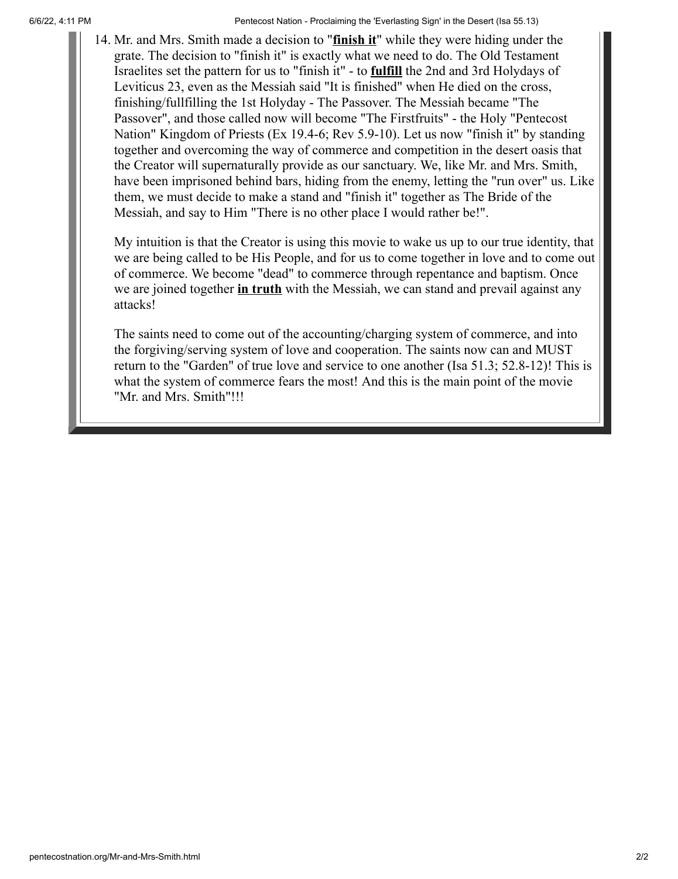14. Mr. and Mrs. Smith made a decision to "**finish it**" while they were hiding under the grate. The decision to "finish it" is exactly what we need to do. The Old Testament Israelites set the pattern for us to "finish it" - to **fulfill** the 2nd and 3rd Holydays of Leviticus 23, even as the Messiah said "It is finished" when He died on the cross, finishing/fullfilling the 1st Holyday - The Passover. The Messiah became "The Passover", and those called now will become "The Firstfruits" - the Holy "Pentecost Nation" Kingdom of Priests (Ex 19.4-6; Rev 5.9-10). Let us now "finish it" by standing together and overcoming the way of commerce and competition in the desert oasis that the Creator will supernaturally provide as our sanctuary. We, like Mr. and Mrs. Smith, have been imprisoned behind bars, hiding from the enemy, letting the "run over" us. Like them, we must decide to make a stand and "finish it" together as The Bride of the Messiah, and say to Him "There is no other place I would rather be!".

    My intuition is that the Creator is using this movie to wake us up to our true identity, that we are being called to be His People, and for us to come together in love and to come out of commerce. We become "dead" to commerce through repentance and baptism. Once we are joined together **in truth** with the Messiah, we can stand and prevail against any attacks!

    The saints need to come out of the accounting/charging system of commerce, and into the forgiving/serving system of love and cooperation. The saints now can and MUST return to the "Garden" of true love and service to one another (Isa 51.3; 52.8-12)! This is what the system of commerce fears the most! And this is the main point of the movie "Mr. and Mrs. Smith"!!!